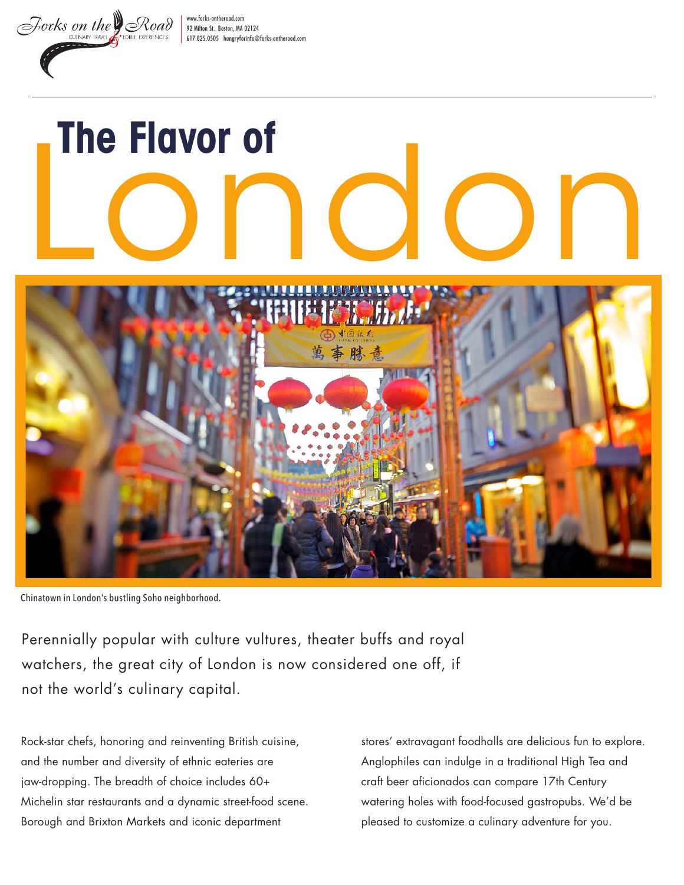Forks on the Road
CULINARY TRAVEL · EDIBLE EXPERIENCES

www.forks-ontheroad.com
92 Milton St. Boston, MA 02124
617.825.0505 hungryforinfo@forks-ontheroad.com

# The Flavor of London

Chinatown in London's bustling Soho neighborhood.

Perennially popular with culture vultures, theater buffs and royal watchers, the great city of London is now considered one off, if not the world's culinary capital.

Rock-star chefs, honoring and reinventing British cuisine, and the number and diversity of ethnic eateries are jaw-dropping. The breadth of choice includes 60+ Michelin star restaurants and a dynamic street-food scene. Borough and Brixton Markets and iconic department stores' extravagant foodhalls are delicious fun to explore. Anglophiles can indulge in a traditional High Tea and craft beer aficionados can compare 17th Century watering holes with food-focused gastropubs. We'd be pleased to customize a culinary adventure for you.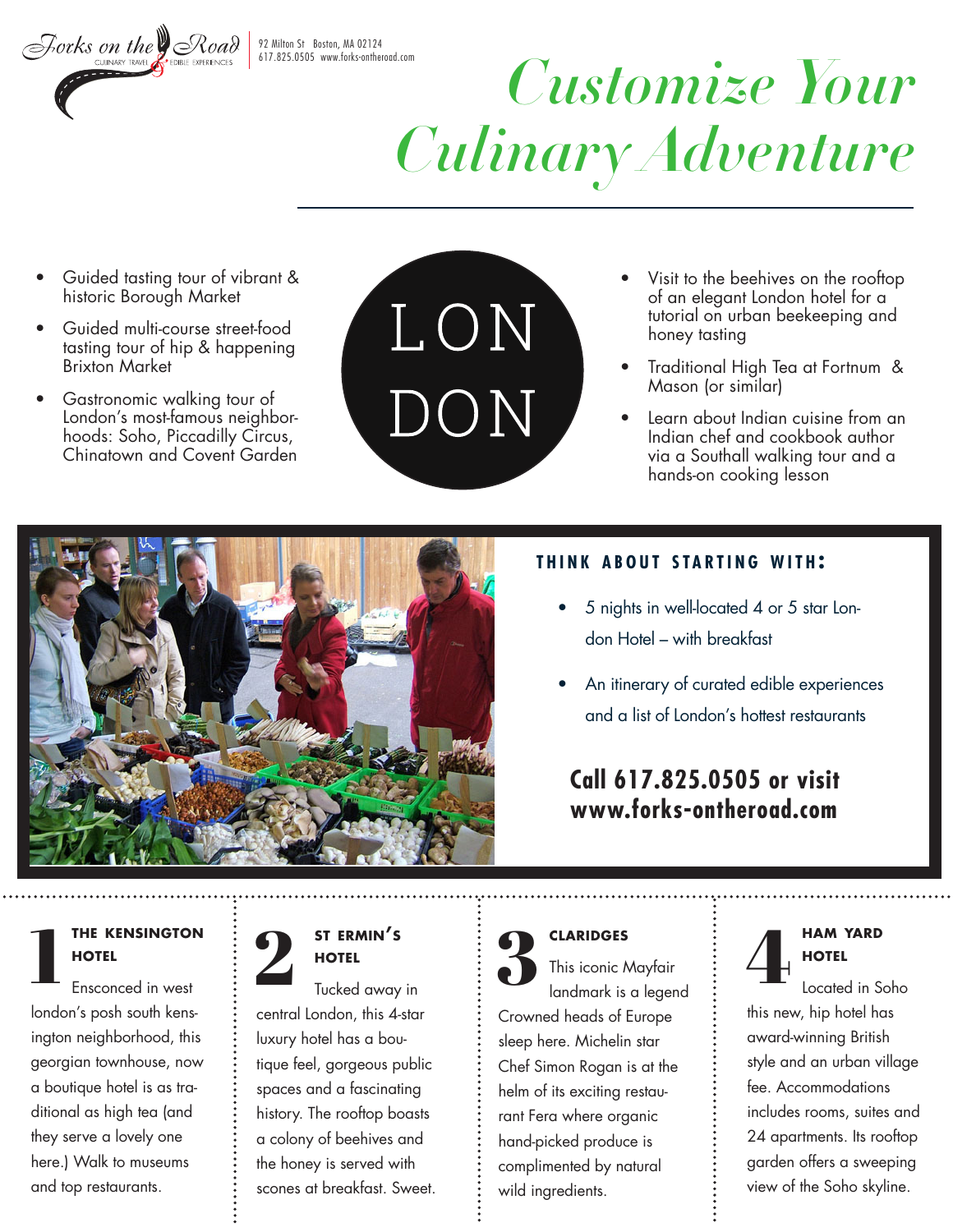Forks on the Road
CULINARY TRAVEL & EDIBLE EXPERIENCES

92 Milton St Boston, MA 02124
617.825.0505 www.forks-ontheroad.com

# Customize Your Culinary Adventure

- Guided tasting tour of vibrant & historic Borough Market
- Guided multi-course street-food tasting tour of hip & happening Brixton Market
- Gastronomic walking tour of London's most-famous neighborhoods: Soho, Piccadilly Circus, Chinatown and Covent Garden

LONDON

- Visit to the beehives on the rooftop of an elegant London hotel for a tutorial on urban beekeeping and honey tasting
- Traditional High Tea at Fortnum & Mason (or similar)
- Learn about Indian cuisine from an Indian chef and cookbook author via a Southall walking tour and a hands-on cooking lesson

## THINK ABOUT STARTING WITH:

- 5 nights in well-located 4 or 5 star London Hotel – with breakfast
- An itinerary of curated edible experiences and a list of London's hottest restaurants

**Call 617.825.0505 or visit www.forks-ontheroad.com**

### 1 THE KENSINGTON HOTEL

Ensconced in west london's posh south kensington neighborhood, this georgian townhouse, now a boutique hotel is as traditional as high tea (and they serve a lovely one here.) Walk to museums and top restaurants.

### 2 ST ERMIN'S HOTEL

Tucked away in central London, this 4-star luxury hotel has a boutique feel, gorgeous public spaces and a fascinating history. The rooftop boasts a colony of beehives and the honey is served with scones at breakfast. Sweet.

### 3 CLARIDGES

This iconic Mayfair landmark is a legend Crowned heads of Europe sleep here. Michelin star Chef Simon Rogan is at the helm of its exciting restaurant Fera where organic hand-picked produce is complimented by natural wild ingredients.

### 4 HAM YARD HOTEL

Located in Soho this new, hip hotel has award-winning British style and an urban village fee. Accommodations includes rooms, suites and 24 apartments. Its rooftop garden offers a sweeping view of the Soho skyline.